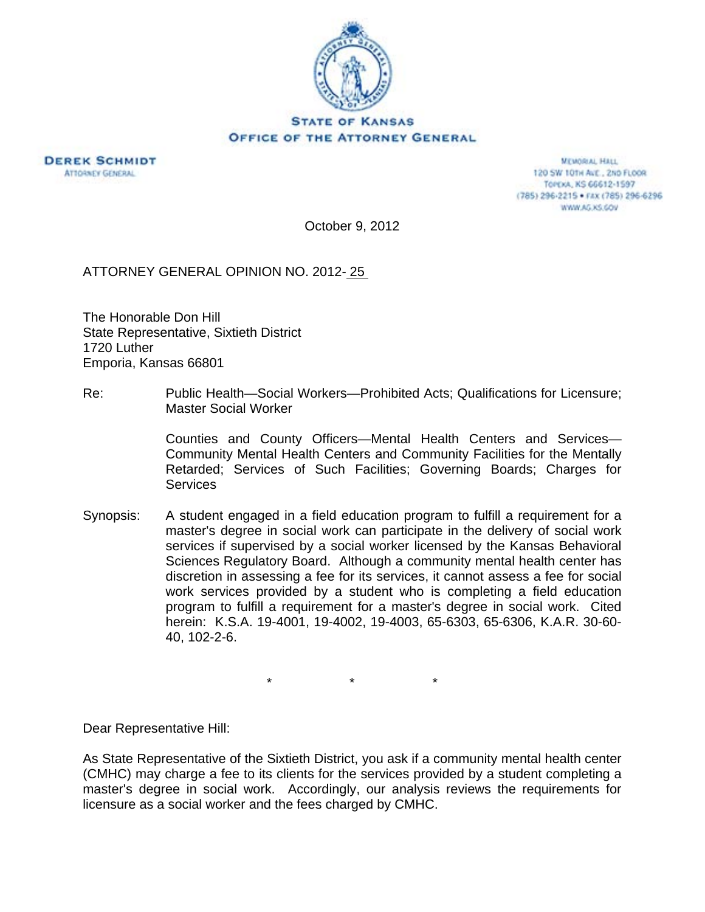**STATE OF KANSAS**
**OFFICE OF THE ATTORNEY GENERAL**

**DEREK SCHMIDT**
ATTORNEY GENERAL

MEMORIAL HALL
120 SW 10TH AVE., 2ND FLOOR
TOPEKA, KS 66612-1597
(785) 296-2215 • FAX (785) 296-6296
WWW.AG.KS.GOV

October 9, 2012

ATTORNEY GENERAL OPINION NO. 2012- 25

The Honorable Don Hill
State Representative, Sixtieth District
1720 Luther
Emporia, Kansas 66801

Re: Public Health—Social Workers—Prohibited Acts; Qualifications for Licensure; Master Social Worker

Counties and County Officers—Mental Health Centers and Services—Community Mental Health Centers and Community Facilities for the Mentally Retarded; Services of Such Facilities; Governing Boards; Charges for Services

Synopsis: A student engaged in a field education program to fulfill a requirement for a master's degree in social work can participate in the delivery of social work services if supervised by a social worker licensed by the Kansas Behavioral Sciences Regulatory Board. Although a community mental health center has discretion in assessing a fee for its services, it cannot assess a fee for social work services provided by a student who is completing a field education program to fulfill a requirement for a master's degree in social work. Cited herein: K.S.A. 19-4001, 19-4002, 19-4003, 65-6303, 65-6306, K.A.R. 30-60-40, 102-2-6.

\* \* \*

Dear Representative Hill:

As State Representative of the Sixtieth District, you ask if a community mental health center (CMHC) may charge a fee to its clients for the services provided by a student completing a master's degree in social work. Accordingly, our analysis reviews the requirements for licensure as a social worker and the fees charged by CMHC.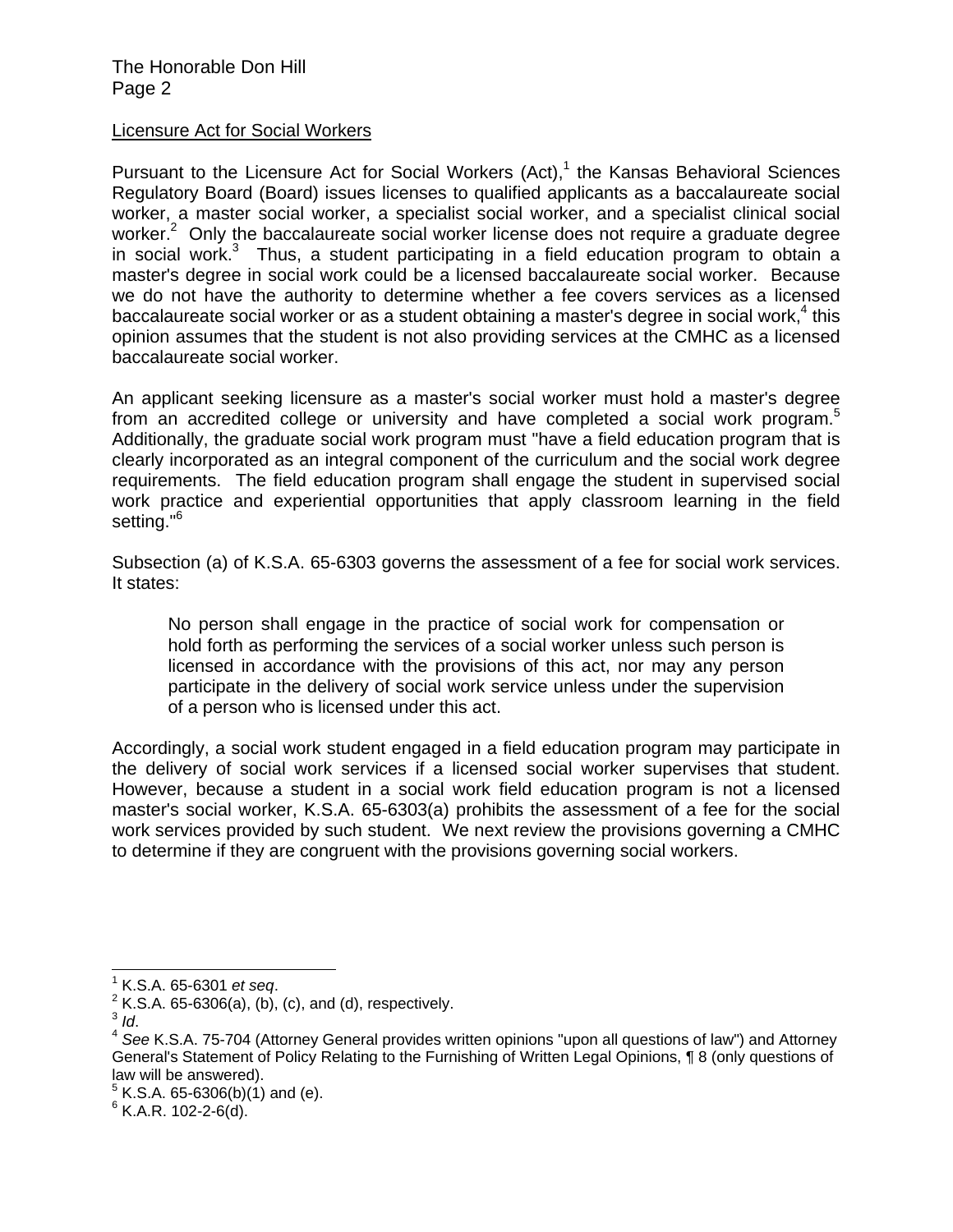Licensure Act for Social Workers

Pursuant to the Licensure Act for Social Workers (Act),[1] the Kansas Behavioral Sciences Regulatory Board (Board) issues licenses to qualified applicants as a baccalaureate social worker, a master social worker, a specialist social worker, and a specialist clinical social worker.[2] Only the baccalaureate social worker license does not require a graduate degree in social work.[3] Thus, a student participating in a field education program to obtain a master's degree in social work could be a licensed baccalaureate social worker. Because we do not have the authority to determine whether a fee covers services as a licensed baccalaureate social worker or as a student obtaining a master's degree in social work,[4] this opinion assumes that the student is not also providing services at the CMHC as a licensed baccalaureate social worker.

An applicant seeking licensure as a master's social worker must hold a master's degree from an accredited college or university and have completed a social work program.[5] Additionally, the graduate social work program must "have a field education program that is clearly incorporated as an integral component of the curriculum and the social work degree requirements. The field education program shall engage the student in supervised social work practice and experiential opportunities that apply classroom learning in the field setting."[6]

Subsection (a) of K.S.A. 65-6303 governs the assessment of a fee for social work services. It states:

> No person shall engage in the practice of social work for compensation or hold forth as performing the services of a social worker unless such person is licensed in accordance with the provisions of this act, nor may any person participate in the delivery of social work service unless under the supervision of a person who is licensed under this act.

Accordingly, a social work student engaged in a field education program may participate in the delivery of social work services if a licensed social worker supervises that student. However, because a student in a social work field education program is not a licensed master's social worker, K.S.A. 65-6303(a) prohibits the assessment of a fee for the social work services provided by such student. We next review the provisions governing a CMHC to determine if they are congruent with the provisions governing social workers.

---

[1] K.S.A. 65-6301 *et seq*.

[2] K.S.A. 65-6306(a), (b), (c), and (d), respectively.

[3] *Id*.

[4] *See* K.S.A. 75-704 (Attorney General provides written opinions "upon all questions of law") and Attorney General's Statement of Policy Relating to the Furnishing of Written Legal Opinions, ¶ 8 (only questions of law will be answered).

[5] K.S.A. 65-6306(b)(1) and (e).

[6] K.A.R. 102-2-6(d).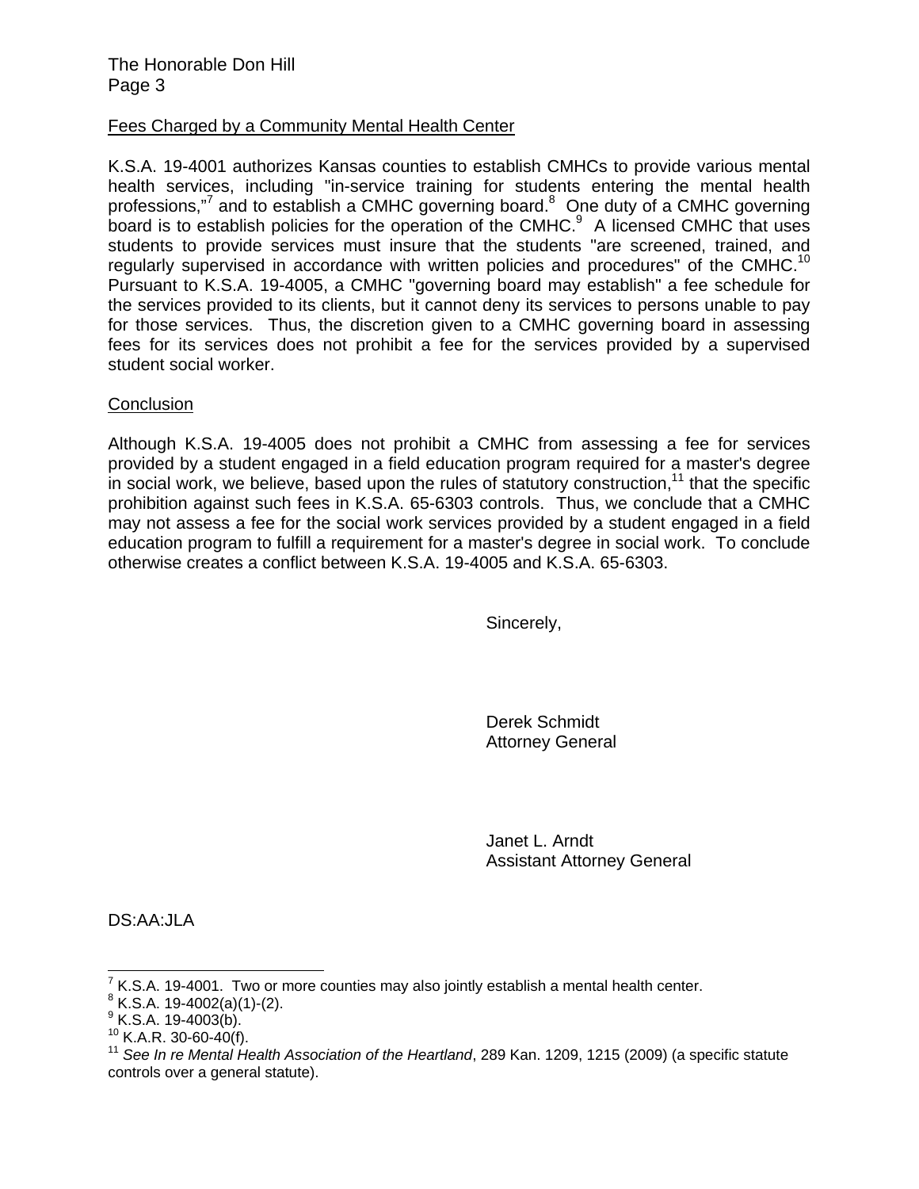Fees Charged by a Community Mental Health Center

K.S.A. 19-4001 authorizes Kansas counties to establish CMHCs to provide various mental health services, including "in-service training for students entering the mental health professions,"[7] and to establish a CMHC governing board.[8] One duty of a CMHC governing board is to establish policies for the operation of the CMHC.[9] A licensed CMHC that uses students to provide services must insure that the students "are screened, trained, and regularly supervised in accordance with written policies and procedures" of the CMHC.[10] Pursuant to K.S.A. 19-4005, a CMHC "governing board may establish" a fee schedule for the services provided to its clients, but it cannot deny its services to persons unable to pay for those services. Thus, the discretion given to a CMHC governing board in assessing fees for its services does not prohibit a fee for the services provided by a supervised student social worker.

Conclusion

Although K.S.A. 19-4005 does not prohibit a CMHC from assessing a fee for services provided by a student engaged in a field education program required for a master's degree in social work, we believe, based upon the rules of statutory construction,[11] that the specific prohibition against such fees in K.S.A. 65-6303 controls. Thus, we conclude that a CMHC may not assess a fee for the social work services provided by a student engaged in a field education program to fulfill a requirement for a master's degree in social work. To conclude otherwise creates a conflict between K.S.A. 19-4005 and K.S.A. 65-6303.

Sincerely,

Derek Schmidt
Attorney General

Janet L. Arndt
Assistant Attorney General

DS:AA:JLA

---

[7] K.S.A. 19-4001. Two or more counties may also jointly establish a mental health center.

[8] K.S.A. 19-4002(a)(1)-(2).

[9] K.S.A. 19-4003(b).

[10] K.A.R. 30-60-40(f).

[11] *See In re Mental Health Association of the Heartland*, 289 Kan. 1209, 1215 (2009) (a specific statute controls over a general statute).